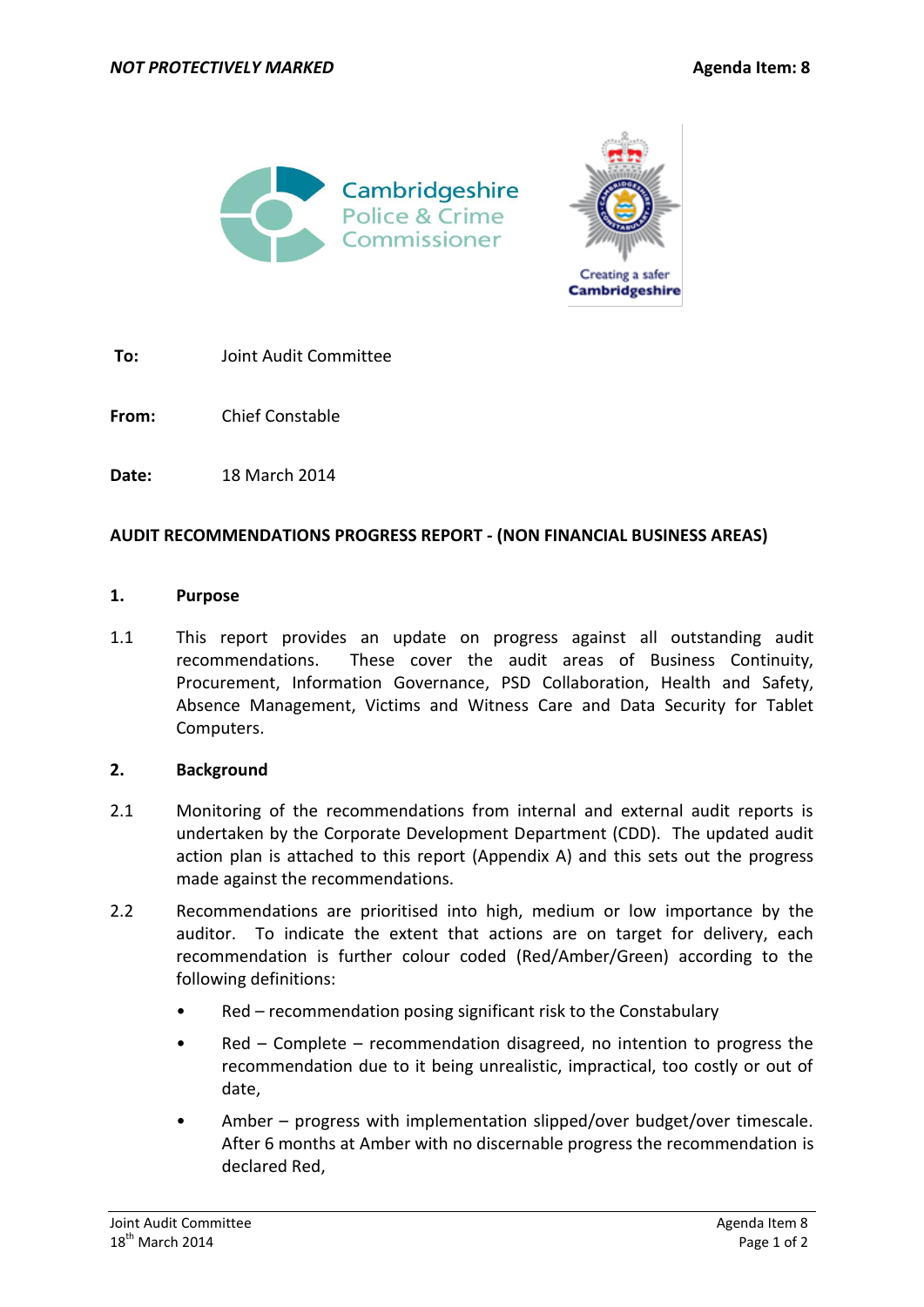*NOT PROTECTIVELY MARKED* **Agenda Item: 8**

**To:** Joint Audit Committee

**From:** Chief Constable

**Date:** 18 March 2014

**AUDIT RECOMMENDATIONS PROGRESS REPORT - (NON FINANCIAL BUSINESS AREAS)**

## 1. Purpose

1.1 This report provides an update on progress against all outstanding audit recommendations. These cover the audit areas of Business Continuity, Procurement, Information Governance, PSD Collaboration, Health and Safety, Absence Management, Victims and Witness Care and Data Security for Tablet Computers.

## 2. Background

2.1 Monitoring of the recommendations from internal and external audit reports is undertaken by the Corporate Development Department (CDD). The updated audit action plan is attached to this report (Appendix A) and this sets out the progress made against the recommendations.

2.2 Recommendations are prioritised into high, medium or low importance by the auditor. To indicate the extent that actions are on target for delivery, each recommendation is further colour coded (Red/Amber/Green) according to the following definitions:

- Red – recommendation posing significant risk to the Constabulary
- Red – Complete – recommendation disagreed, no intention to progress the recommendation due to it being unrealistic, impractical, too costly or out of date,
- Amber – progress with implementation slipped/over budget/over timescale. After 6 months at Amber with no discernable progress the recommendation is declared Red,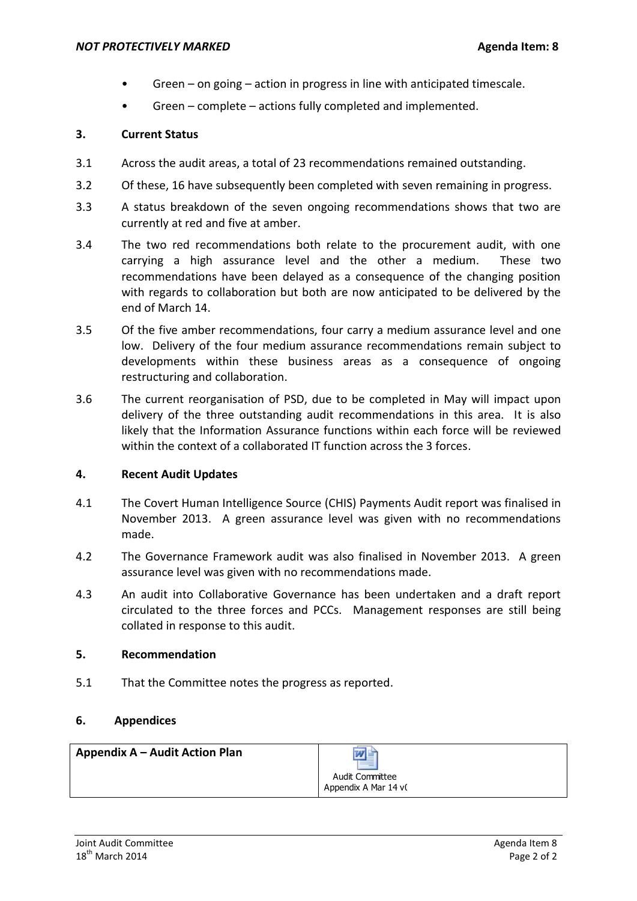- Green – on going – action in progress in line with anticipated timescale.
- Green – complete – actions fully completed and implemented.

## 3. Current Status

3.1 Across the audit areas, a total of 23 recommendations remained outstanding.

3.2 Of these, 16 have subsequently been completed with seven remaining in progress.

3.3 A status breakdown of the seven ongoing recommendations shows that two are currently at red and five at amber.

3.4 The two red recommendations both relate to the procurement audit, with one carrying a high assurance level and the other a medium. These two recommendations have been delayed as a consequence of the changing position with regards to collaboration but both are now anticipated to be delivered by the end of March 14.

3.5 Of the five amber recommendations, four carry a medium assurance level and one low. Delivery of the four medium assurance recommendations remain subject to developments within these business areas as a consequence of ongoing restructuring and collaboration.

3.6 The current reorganisation of PSD, due to be completed in May will impact upon delivery of the three outstanding audit recommendations in this area. It is also likely that the Information Assurance functions within each force will be reviewed within the context of a collaborated IT function across the 3 forces.

## 4. Recent Audit Updates

4.1 The Covert Human Intelligence Source (CHIS) Payments Audit report was finalised in November 2013. A green assurance level was given with no recommendations made.

4.2 The Governance Framework audit was also finalised in November 2013. A green assurance level was given with no recommendations made.

4.3 An audit into Collaborative Governance has been undertaken and a draft report circulated to the three forces and PCCs. Management responses are still being collated in response to this audit.

## 5. Recommendation

5.1 That the Committee notes the progress as reported.

## 6. Appendices

| | |
|---|---|
| **Appendix A – Audit Action Plan** | Audit Committee Appendix A Mar 14 v( |